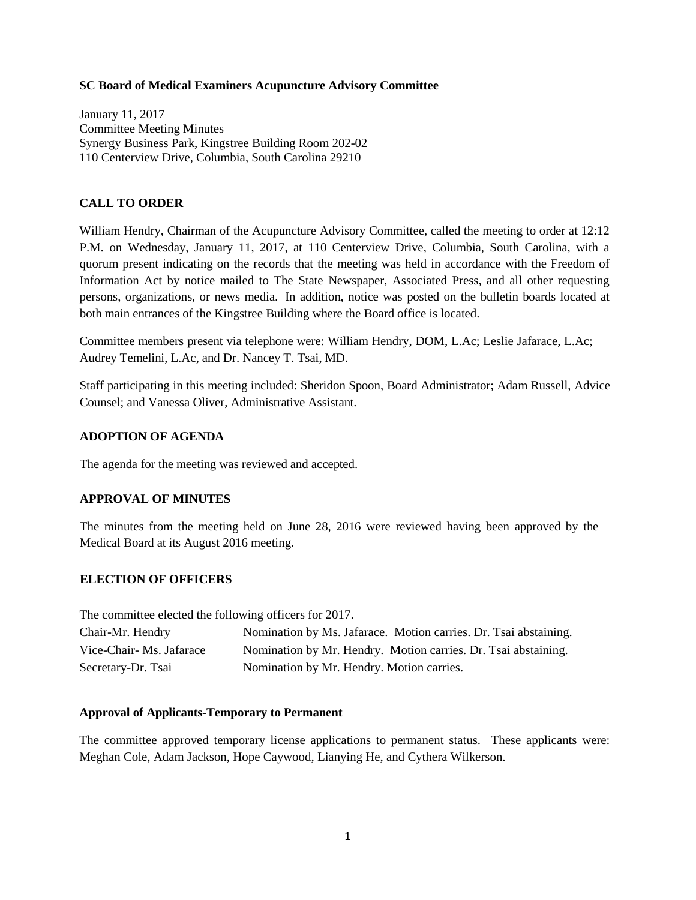**SC Board of Medical Examiners Acupuncture Advisory Committee**

January 11, 2017
Committee Meeting Minutes
Synergy Business Park, Kingstree Building Room 202-02
110 Centerview Drive, Columbia, South Carolina 29210

## CALL TO ORDER

William Hendry, Chairman of the Acupuncture Advisory Committee, called the meeting to order at 12:12 P.M. on Wednesday, January 11, 2017, at 110 Centerview Drive, Columbia, South Carolina, with a quorum present indicating on the records that the meeting was held in accordance with the Freedom of Information Act by notice mailed to The State Newspaper, Associated Press, and all other requesting persons, organizations, or news media. In addition, notice was posted on the bulletin boards located at both main entrances of the Kingstree Building where the Board office is located.

Committee members present via telephone were: William Hendry, DOM, L.Ac; Leslie Jafarace, L.Ac; Audrey Temelini, L.Ac, and Dr. Nancey T. Tsai, MD.

Staff participating in this meeting included: Sheridon Spoon, Board Administrator; Adam Russell, Advice Counsel; and Vanessa Oliver, Administrative Assistant.

## ADOPTION OF AGENDA

The agenda for the meeting was reviewed and accepted.

## APPROVAL OF MINUTES

The minutes from the meeting held on June 28, 2016 were reviewed having been approved by the Medical Board at its August 2016 meeting.

## ELECTION OF OFFICERS

The committee elected the following officers for 2017.

| | |
|---|---|
| Chair-Mr. Hendry | Nomination by Ms. Jafarace. Motion carries. Dr. Tsai abstaining. |
| Vice-Chair- Ms. Jafarace | Nomination by Mr. Hendry. Motion carries. Dr. Tsai abstaining. |
| Secretary-Dr. Tsai | Nomination by Mr. Hendry. Motion carries. |

### Approval of Applicants-Temporary to Permanent

The committee approved temporary license applications to permanent status. These applicants were: Meghan Cole, Adam Jackson, Hope Caywood, Lianying He, and Cythera Wilkerson.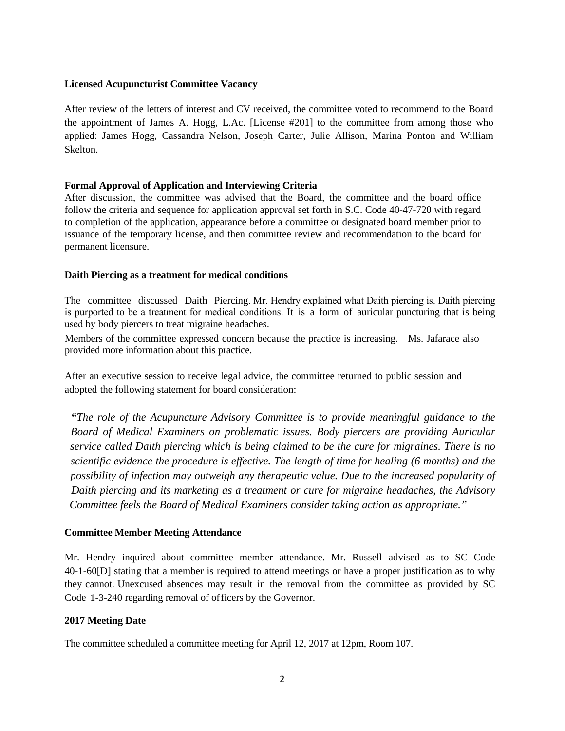**Licensed Acupuncturist Committee Vacancy**

After review of the letters of interest and CV received, the committee voted to recommend to the Board the appointment of James A. Hogg, L.Ac. [License #201] to the committee from among those who applied: James Hogg, Cassandra Nelson, Joseph Carter, Julie Allison, Marina Ponton and William Skelton.

**Formal Approval of Application and Interviewing Criteria**

After discussion, the committee was advised that the Board, the committee and the board office follow the criteria and sequence for application approval set forth in S.C. Code 40-47-720 with regard to completion of the application, appearance before a committee or designated board member prior to issuance of the temporary license, and then committee review and recommendation to the board for permanent licensure.

**Daith Piercing as a treatment for medical conditions**

The committee discussed Daith Piercing. Mr. Hendry explained what Daith piercing is. Daith piercing is purported to be a treatment for medical conditions. It is a form of auricular puncturing that is being used by body piercers to treat migraine headaches.

Members of the committee expressed concern because the practice is increasing. Ms. Jafarace also provided more information about this practice.

After an executive session to receive legal advice, the committee returned to public session and adopted the following statement for board consideration:

> *"The role of the Acupuncture Advisory Committee is to provide meaningful guidance to the Board of Medical Examiners on problematic issues. Body piercers are providing Auricular service called Daith piercing which is being claimed to be the cure for migraines. There is no scientific evidence the procedure is effective. The length of time for healing (6 months) and the possibility of infection may outweigh any therapeutic value. Due to the increased popularity of Daith piercing and its marketing as a treatment or cure for migraine headaches, the Advisory Committee feels the Board of Medical Examiners consider taking action as appropriate."*

**Committee Member Meeting Attendance**

Mr. Hendry inquired about committee member attendance. Mr. Russell advised as to SC Code 40-1-60[D] stating that a member is required to attend meetings or have a proper justification as to why they cannot. Unexcused absences may result in the removal from the committee as provided by SC Code 1-3-240 regarding removal of officers by the Governor.

**2017 Meeting Date**

The committee scheduled a committee meeting for April 12, 2017 at 12pm, Room 107.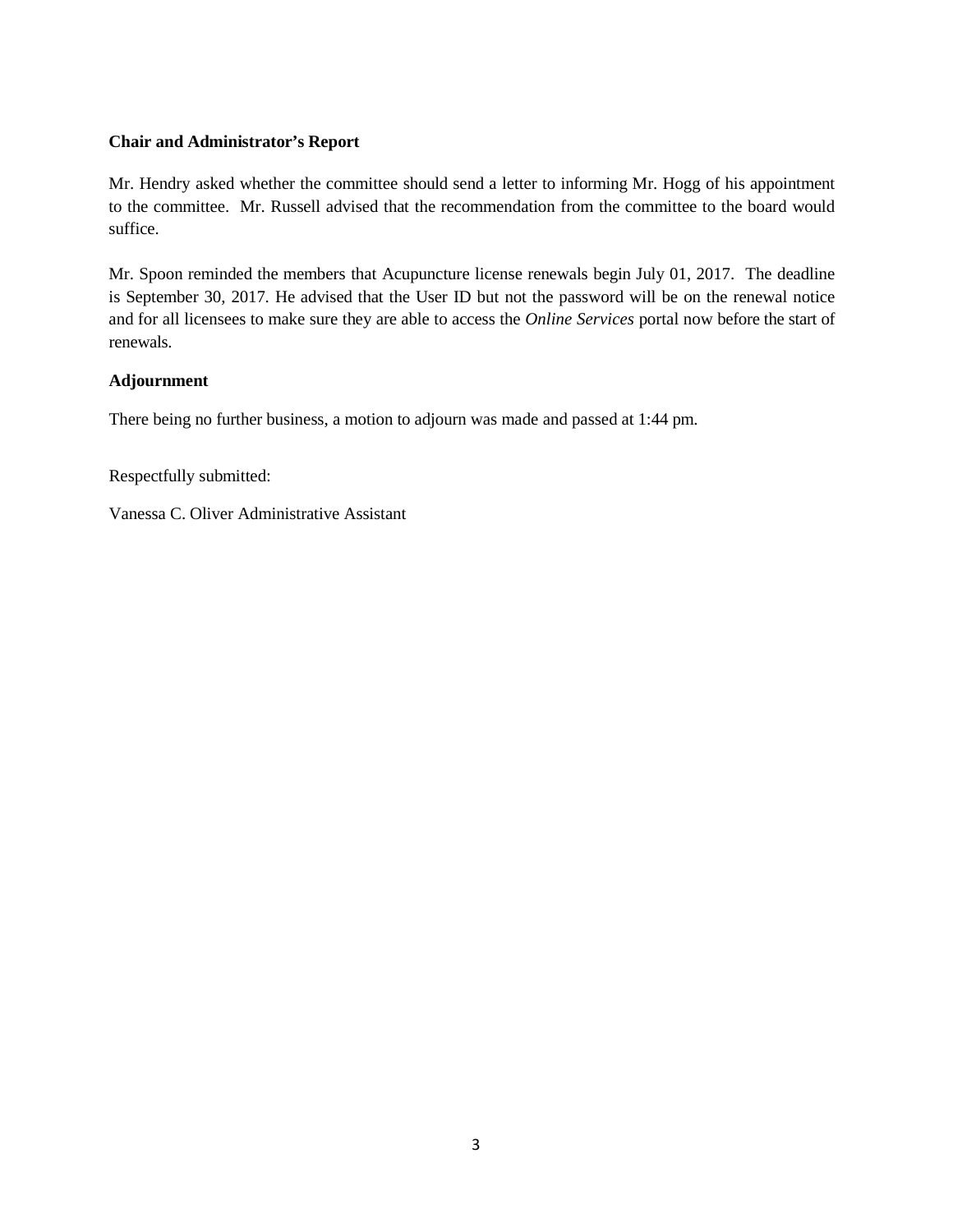**Chair and Administrator's Report**

Mr. Hendry asked whether the committee should send a letter to informing Mr. Hogg of his appointment to the committee. Mr. Russell advised that the recommendation from the committee to the board would suffice.

Mr. Spoon reminded the members that Acupuncture license renewals begin July 01, 2017. The deadline is September 30, 2017. He advised that the User ID but not the password will be on the renewal notice and for all licensees to make sure they are able to access the *Online Services* portal now before the start of renewals.

**Adjournment**

There being no further business, a motion to adjourn was made and passed at 1:44 pm.

Respectfully submitted:

Vanessa C. Oliver Administrative Assistant